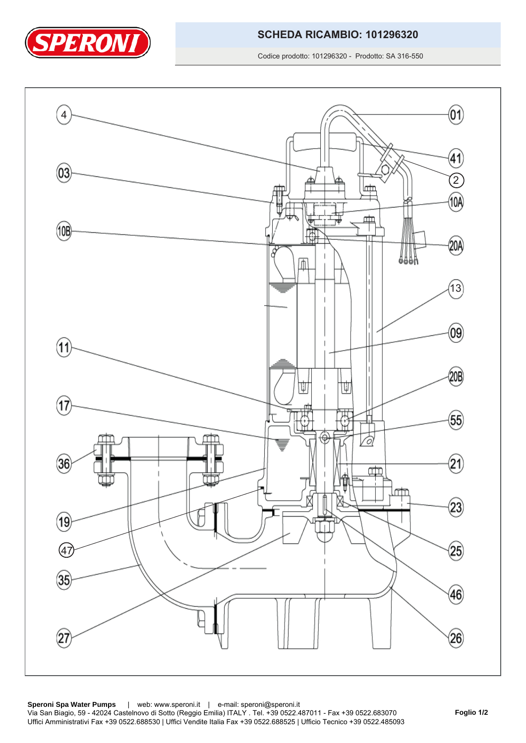# SCHEDA RICAMBIO: 101296320

Codice prodotto: 101296320 - Prodotto: SA 316-550

4
03
10B
11
17
36
19
47
35
27
01
41
2
10A
20A
13
09
20B
55
21
23
25
46
26

**Speroni Spa Water Pumps** | web: www.speroni.it | e-mail: speroni@speroni.it
Via San Biagio, 59 - 42024 Castelnovo di Sotto (Reggio Emilia) ITALY . Tel. +39 0522.487011 - Fax +39 0522.683070
Uffici Amministrativi Fax +39 0522.688530 | Uffici Vendite Italia Fax +39 0522.688525 | Ufficio Tecnico +39 0522.485093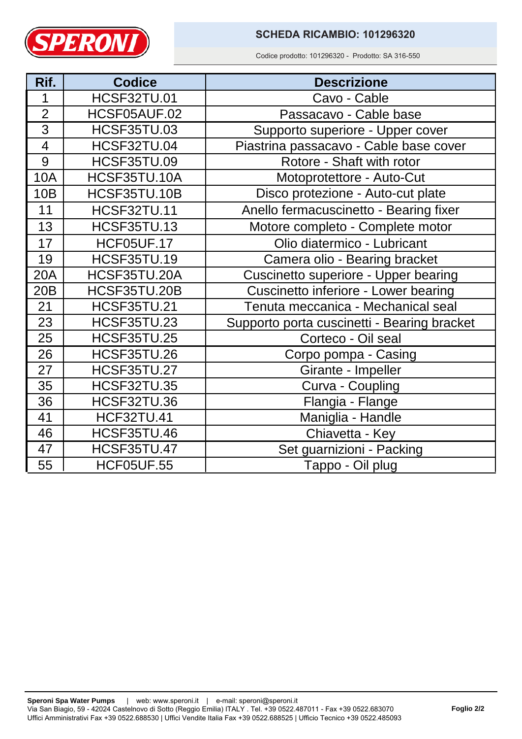**SCHEDA RICAMBIO: 101296320**

Codice prodotto: 101296320 - Prodotto: SA 316-550

| Rif. | Codice | Descrizione |
|---|---|---|
| 1 | HCSF32TU.01 | Cavo - Cable |
| 2 | HCSF05AUF.02 | Passacavo - Cable base |
| 3 | HCSF35TU.03 | Supporto superiore - Upper cover |
| 4 | HCSF32TU.04 | Piastrina passacavo - Cable base cover |
| 9 | HCSF35TU.09 | Rotore - Shaft with rotor |
| 10A | HCSF35TU.10A | Motoprotettore - Auto-Cut |
| 10B | HCSF35TU.10B | Disco protezione - Auto-cut plate |
| 11 | HCSF32TU.11 | Anello fermacuscinetto - Bearing fixer |
| 13 | HCSF35TU.13 | Motore completo - Complete motor |
| 17 | HCF05UF.17 | Olio diatermico - Lubricant |
| 19 | HCSF35TU.19 | Camera olio - Bearing bracket |
| 20A | HCSF35TU.20A | Cuscinetto superiore - Upper bearing |
| 20B | HCSF35TU.20B | Cuscinetto inferiore - Lower bearing |
| 21 | HCSF35TU.21 | Tenuta meccanica - Mechanical seal |
| 23 | HCSF35TU.23 | Supporto porta cuscinetti - Bearing bracket |
| 25 | HCSF35TU.25 | Corteco - Oil seal |
| 26 | HCSF35TU.26 | Corpo pompa - Casing |
| 27 | HCSF35TU.27 | Girante - Impeller |
| 35 | HCSF32TU.35 | Curva - Coupling |
| 36 | HCSF32TU.36 | Flangia - Flange |
| 41 | HCF32TU.41 | Maniglia - Handle |
| 46 | HCSF35TU.46 | Chiavetta - Key |
| 47 | HCSF35TU.47 | Set guarnizioni - Packing |
| 55 | HCF05UF.55 | Tappo - Oil plug |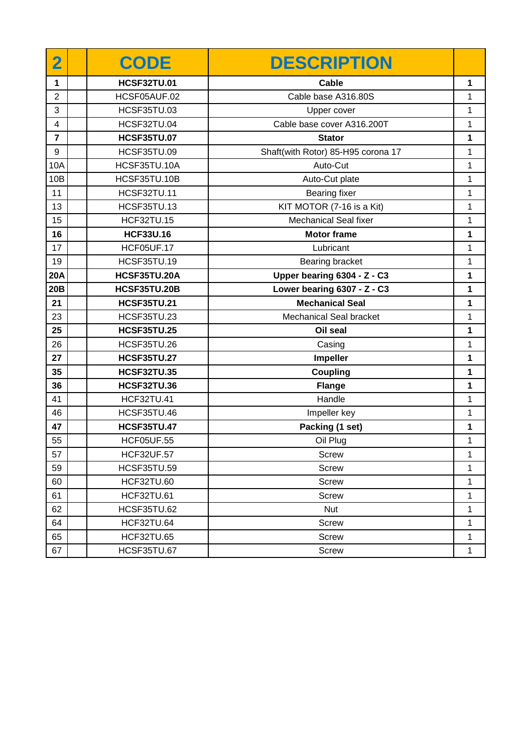| 2 | | CODE | DESCRIPTION | |
|---|---|---|---|---|
| **1** | | **HCSF32TU.01** | **Cable** | **1** |
| 2 | | HCSF05AUF.02 | Cable base A316.80S | 1 |
| 3 | | HCSF35TU.03 | Upper cover | 1 |
| 4 | | HCSF32TU.04 | Cable base cover A316.200T | 1 |
| **7** | | **HCSF35TU.07** | **Stator** | **1** |
| 9 | | HCSF35TU.09 | Shaft(with Rotor) 85-H95 corona 17 | 1 |
| 10A | | HCSF35TU.10A | Auto-Cut | 1 |
| 10B | | HCSF35TU.10B | Auto-Cut plate | 1 |
| 11 | | HCSF32TU.11 | Bearing fixer | 1 |
| 13 | | HCSF35TU.13 | KIT MOTOR (7-16 is a Kit) | 1 |
| 15 | | HCF32TU.15 | Mechanical Seal fixer | 1 |
| **16** | | **HCF33U.16** | **Motor frame** | **1** |
| 17 | | HCF05UF.17 | Lubricant | 1 |
| 19 | | HCSF35TU.19 | Bearing bracket | 1 |
| **20A** | | **HCSF35TU.20A** | **Upper bearing 6304 - Z - C3** | **1** |
| **20B** | | **HCSF35TU.20B** | **Lower bearing 6307 - Z - C3** | **1** |
| **21** | | **HCSF35TU.21** | **Mechanical Seal** | **1** |
| 23 | | HCSF35TU.23 | Mechanical Seal bracket | 1 |
| **25** | | **HCSF35TU.25** | **Oil seal** | **1** |
| 26 | | HCSF35TU.26 | Casing | 1 |
| **27** | | **HCSF35TU.27** | **Impeller** | **1** |
| **35** | | **HCSF32TU.35** | **Coupling** | **1** |
| **36** | | **HCSF32TU.36** | **Flange** | **1** |
| 41 | | HCF32TU.41 | Handle | 1 |
| 46 | | HCSF35TU.46 | Impeller key | 1 |
| **47** | | **HCSF35TU.47** | **Packing (1 set)** | **1** |
| 55 | | HCF05UF.55 | Oil Plug | 1 |
| 57 | | HCF32UF.57 | Screw | 1 |
| 59 | | HCSF35TU.59 | Screw | 1 |
| 60 | | HCF32TU.60 | Screw | 1 |
| 61 | | HCF32TU.61 | Screw | 1 |
| 62 | | HCSF35TU.62 | Nut | 1 |
| 64 | | HCF32TU.64 | Screw | 1 |
| 65 | | HCF32TU.65 | Screw | 1 |
| 67 | | HCSF35TU.67 | Screw | 1 |